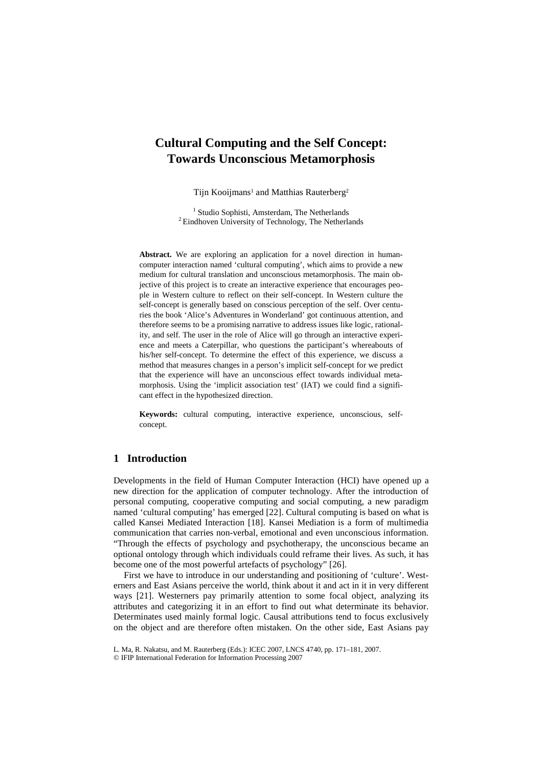# Cultural Computing and the Self Concept: Towards Unconscious Metamorphosis

Tijn Kooijmans[1] and Matthias Rauterberg[2]

[1] Studio Sophisti, Amsterdam, The Netherlands
[2] Eindhoven University of Technology, The Netherlands

**Abstract.** We are exploring an application for a novel direction in human-computer interaction named 'cultural computing', which aims to provide a new medium for cultural translation and unconscious metamorphosis. The main objective of this project is to create an interactive experience that encourages people in Western culture to reflect on their self-concept. In Western culture the self-concept is generally based on conscious perception of the self. Over centuries the book 'Alice's Adventures in Wonderland' got continuous attention, and therefore seems to be a promising narrative to address issues like logic, rationality, and self. The user in the role of Alice will go through an interactive experience and meets a Caterpillar, who questions the participant's whereabouts of his/her self-concept. To determine the effect of this experience, we discuss a method that measures changes in a person's implicit self-concept for we predict that the experience will have an unconscious effect towards individual metamorphosis. Using the 'implicit association test' (IAT) we could find a significant effect in the hypothesized direction.

**Keywords:** cultural computing, interactive experience, unconscious, self-concept.

## 1 Introduction

Developments in the field of Human Computer Interaction (HCI) have opened up a new direction for the application of computer technology. After the introduction of personal computing, cooperative computing and social computing, a new paradigm named 'cultural computing' has emerged [22]. Cultural computing is based on what is called Kansei Mediated Interaction [18]. Kansei Mediation is a form of multimedia communication that carries non-verbal, emotional and even unconscious information. "Through the effects of psychology and psychotherapy, the unconscious became an optional ontology through which individuals could reframe their lives. As such, it has become one of the most powerful artefacts of psychology" [26].

First we have to introduce in our understanding and positioning of 'culture'. Westerners and East Asians perceive the world, think about it and act in it in very different ways [21]. Westerners pay primarily attention to some focal object, analyzing its attributes and categorizing it in an effort to find out what determinate its behavior. Determinates used mainly formal logic. Causal attributions tend to focus exclusively on the object and are therefore often mistaken. On the other side, East Asians pay

L. Ma, R. Nakatsu, and M. Rauterberg (Eds.): ICEC 2007, LNCS 4740, pp. 171–181, 2007.
© IFIP International Federation for Information Processing 2007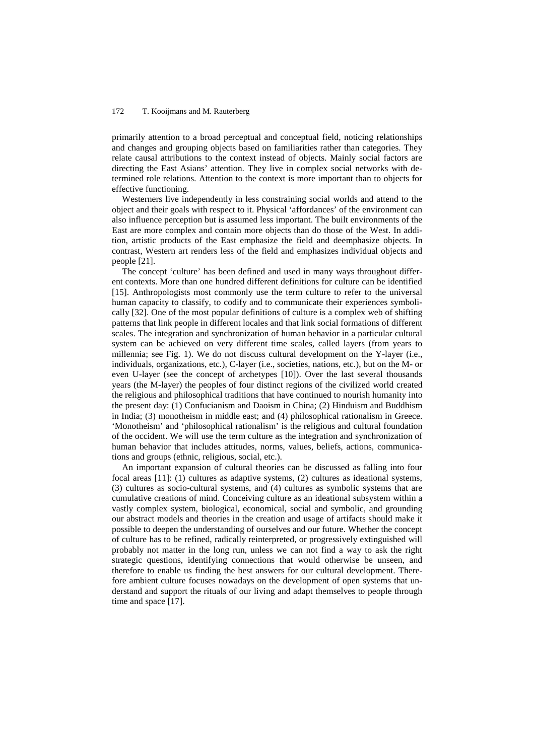primarily attention to a broad perceptual and conceptual field, noticing relationships and changes and grouping objects based on familiarities rather than categories. They relate causal attributions to the context instead of objects. Mainly social factors are directing the East Asians' attention. They live in complex social networks with determined role relations. Attention to the context is more important than to objects for effective functioning.

Westerners live independently in less constraining social worlds and attend to the object and their goals with respect to it. Physical 'affordances' of the environment can also influence perception but is assumed less important. The built environments of the East are more complex and contain more objects than do those of the West. In addition, artistic products of the East emphasize the field and deemphasize objects. In contrast, Western art renders less of the field and emphasizes individual objects and people [21].

The concept 'culture' has been defined and used in many ways throughout different contexts. More than one hundred different definitions for culture can be identified [15]. Anthropologists most commonly use the term culture to refer to the universal human capacity to classify, to codify and to communicate their experiences symbolically [32]. One of the most popular definitions of culture is a complex web of shifting patterns that link people in different locales and that link social formations of different scales. The integration and synchronization of human behavior in a particular cultural system can be achieved on very different time scales, called layers (from years to millennia; see Fig. 1). We do not discuss cultural development on the Y-layer (i.e., individuals, organizations, etc.), C-layer (i.e., societies, nations, etc.), but on the M- or even U-layer (see the concept of archetypes [10]). Over the last several thousands years (the M-layer) the peoples of four distinct regions of the civilized world created the religious and philosophical traditions that have continued to nourish humanity into the present day: (1) Confucianism and Daoism in China; (2) Hinduism and Buddhism in India; (3) monotheism in middle east; and (4) philosophical rationalism in Greece. 'Monotheism' and 'philosophical rationalism' is the religious and cultural foundation of the occident. We will use the term culture as the integration and synchronization of human behavior that includes attitudes, norms, values, beliefs, actions, communications and groups (ethnic, religious, social, etc.).

An important expansion of cultural theories can be discussed as falling into four focal areas [11]: (1) cultures as adaptive systems, (2) cultures as ideational systems, (3) cultures as socio-cultural systems, and (4) cultures as symbolic systems that are cumulative creations of mind. Conceiving culture as an ideational subsystem within a vastly complex system, biological, economical, social and symbolic, and grounding our abstract models and theories in the creation and usage of artifacts should make it possible to deepen the understanding of ourselves and our future. Whether the concept of culture has to be refined, radically reinterpreted, or progressively extinguished will probably not matter in the long run, unless we can not find a way to ask the right strategic questions, identifying connections that would otherwise be unseen, and therefore to enable us finding the best answers for our cultural development. Therefore ambient culture focuses nowadays on the development of open systems that understand and support the rituals of our living and adapt themselves to people through time and space [17].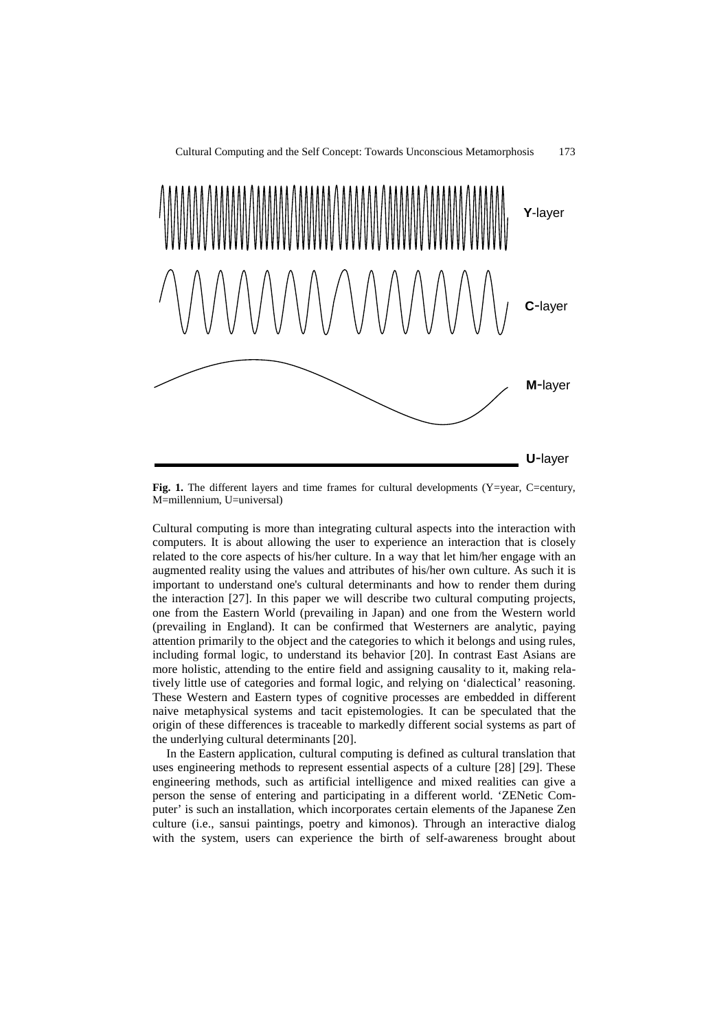**Fig. 1.** The different layers and time frames for cultural developments (Y=year, C=century, M=millennium, U=universal)

Cultural computing is more than integrating cultural aspects into the interaction with computers. It is about allowing the user to experience an interaction that is closely related to the core aspects of his/her culture. In a way that let him/her engage with an augmented reality using the values and attributes of his/her own culture. As such it is important to understand one's cultural determinants and how to render them during the interaction [27]. In this paper we will describe two cultural computing projects, one from the Eastern World (prevailing in Japan) and one from the Western world (prevailing in England). It can be confirmed that Westerners are analytic, paying attention primarily to the object and the categories to which it belongs and using rules, including formal logic, to understand its behavior [20]. In contrast East Asians are more holistic, attending to the entire field and assigning causality to it, making relatively little use of categories and formal logic, and relying on 'dialectical' reasoning. These Western and Eastern types of cognitive processes are embedded in different naive metaphysical systems and tacit epistemologies. It can be speculated that the origin of these differences is traceable to markedly different social systems as part of the underlying cultural determinants [20].

In the Eastern application, cultural computing is defined as cultural translation that uses engineering methods to represent essential aspects of a culture [28] [29]. These engineering methods, such as artificial intelligence and mixed realities can give a person the sense of entering and participating in a different world. 'ZENetic Computer' is such an installation, which incorporates certain elements of the Japanese Zen culture (i.e., sansui paintings, poetry and kimonos). Through an interactive dialog with the system, users can experience the birth of self-awareness brought about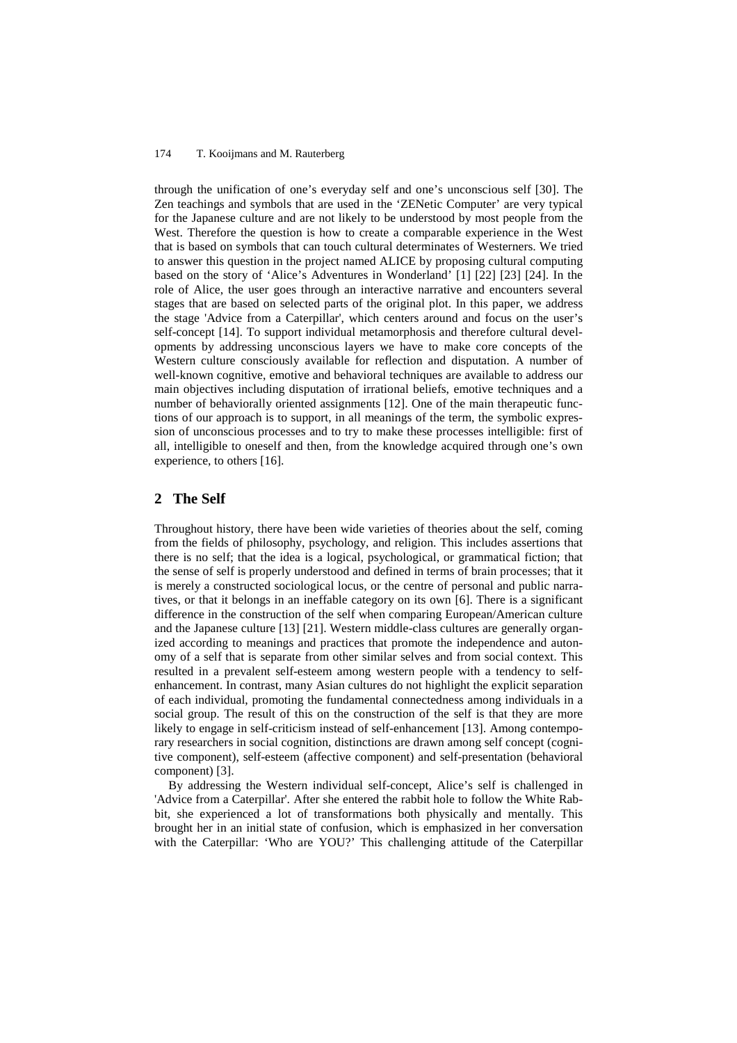through the unification of one's everyday self and one's unconscious self [30]. The Zen teachings and symbols that are used in the 'ZENetic Computer' are very typical for the Japanese culture and are not likely to be understood by most people from the West. Therefore the question is how to create a comparable experience in the West that is based on symbols that can touch cultural determinates of Westerners. We tried to answer this question in the project named ALICE by proposing cultural computing based on the story of 'Alice's Adventures in Wonderland' [1] [22] [23] [24]. In the role of Alice, the user goes through an interactive narrative and encounters several stages that are based on selected parts of the original plot. In this paper, we address the stage 'Advice from a Caterpillar', which centers around and focus on the user's self-concept [14]. To support individual metamorphosis and therefore cultural developments by addressing unconscious layers we have to make core concepts of the Western culture consciously available for reflection and disputation. A number of well-known cognitive, emotive and behavioral techniques are available to address our main objectives including disputation of irrational beliefs, emotive techniques and a number of behaviorally oriented assignments [12]. One of the main therapeutic functions of our approach is to support, in all meanings of the term, the symbolic expression of unconscious processes and to try to make these processes intelligible: first of all, intelligible to oneself and then, from the knowledge acquired through one's own experience, to others [16].

## 2 The Self

Throughout history, there have been wide varieties of theories about the self, coming from the fields of philosophy, psychology, and religion. This includes assertions that there is no self; that the idea is a logical, psychological, or grammatical fiction; that the sense of self is properly understood and defined in terms of brain processes; that it is merely a constructed sociological locus, or the centre of personal and public narratives, or that it belongs in an ineffable category on its own [6]. There is a significant difference in the construction of the self when comparing European/American culture and the Japanese culture [13] [21]. Western middle-class cultures are generally organized according to meanings and practices that promote the independence and autonomy of a self that is separate from other similar selves and from social context. This resulted in a prevalent self-esteem among western people with a tendency to self-enhancement. In contrast, many Asian cultures do not highlight the explicit separation of each individual, promoting the fundamental connectedness among individuals in a social group. The result of this on the construction of the self is that they are more likely to engage in self-criticism instead of self-enhancement [13]. Among contemporary researchers in social cognition, distinctions are drawn among self concept (cognitive component), self-esteem (affective component) and self-presentation (behavioral component) [3].

By addressing the Western individual self-concept, Alice's self is challenged in 'Advice from a Caterpillar'. After she entered the rabbit hole to follow the White Rabbit, she experienced a lot of transformations both physically and mentally. This brought her in an initial state of confusion, which is emphasized in her conversation with the Caterpillar: 'Who are YOU?' This challenging attitude of the Caterpillar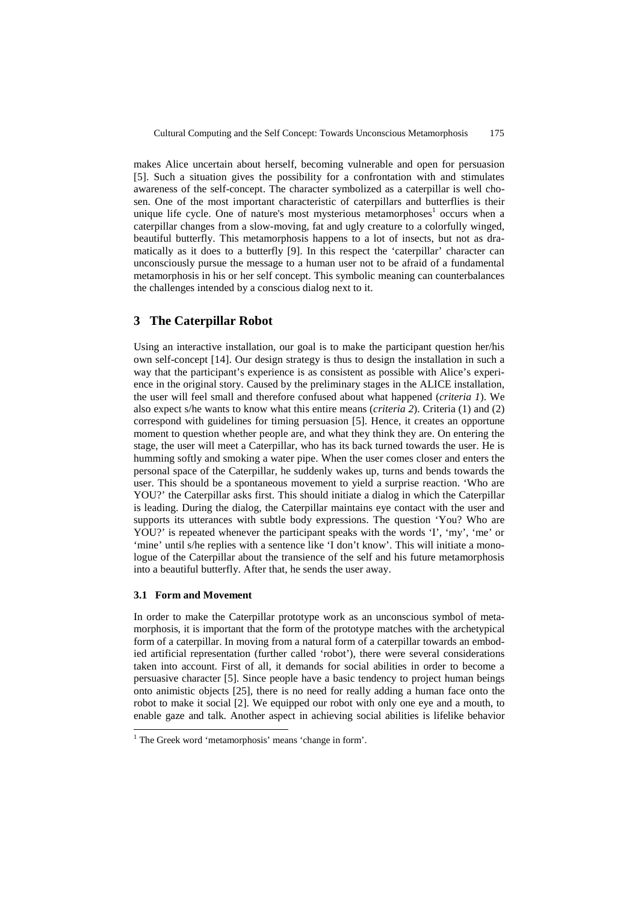makes Alice uncertain about herself, becoming vulnerable and open for persuasion [5]. Such a situation gives the possibility for a confrontation with and stimulates awareness of the self-concept. The character symbolized as a caterpillar is well chosen. One of the most important characteristic of caterpillars and butterflies is their unique life cycle. One of nature's most mysterious metamorphoses[1] occurs when a caterpillar changes from a slow-moving, fat and ugly creature to a colorfully winged, beautiful butterfly. This metamorphosis happens to a lot of insects, but not as dramatically as it does to a butterfly [9]. In this respect the 'caterpillar' character can unconsciously pursue the message to a human user not to be afraid of a fundamental metamorphosis in his or her self concept. This symbolic meaning can counterbalances the challenges intended by a conscious dialog next to it.

## 3 The Caterpillar Robot

Using an interactive installation, our goal is to make the participant question her/his own self-concept [14]. Our design strategy is thus to design the installation in such a way that the participant's experience is as consistent as possible with Alice's experience in the original story. Caused by the preliminary stages in the ALICE installation, the user will feel small and therefore confused about what happened (*criteria 1*). We also expect s/he wants to know what this entire means (*criteria 2*). Criteria (1) and (2) correspond with guidelines for timing persuasion [5]. Hence, it creates an opportune moment to question whether people are, and what they think they are. On entering the stage, the user will meet a Caterpillar, who has its back turned towards the user. He is humming softly and smoking a water pipe. When the user comes closer and enters the personal space of the Caterpillar, he suddenly wakes up, turns and bends towards the user. This should be a spontaneous movement to yield a surprise reaction. 'Who are YOU?' the Caterpillar asks first. This should initiate a dialog in which the Caterpillar is leading. During the dialog, the Caterpillar maintains eye contact with the user and supports its utterances with subtle body expressions. The question 'You? Who are YOU?' is repeated whenever the participant speaks with the words 'I', 'my', 'me' or 'mine' until s/he replies with a sentence like 'I don't know'. This will initiate a monologue of the Caterpillar about the transience of the self and his future metamorphosis into a beautiful butterfly. After that, he sends the user away.

### 3.1 Form and Movement

In order to make the Caterpillar prototype work as an unconscious symbol of metamorphosis, it is important that the form of the prototype matches with the archetypical form of a caterpillar. In moving from a natural form of a caterpillar towards an embodied artificial representation (further called 'robot'), there were several considerations taken into account. First of all, it demands for social abilities in order to become a persuasive character [5]. Since people have a basic tendency to project human beings onto animistic objects [25], there is no need for really adding a human face onto the robot to make it social [2]. We equipped our robot with only one eye and a mouth, to enable gaze and talk. Another aspect in achieving social abilities is lifelike behavior

[1] The Greek word 'metamorphosis' means 'change in form'.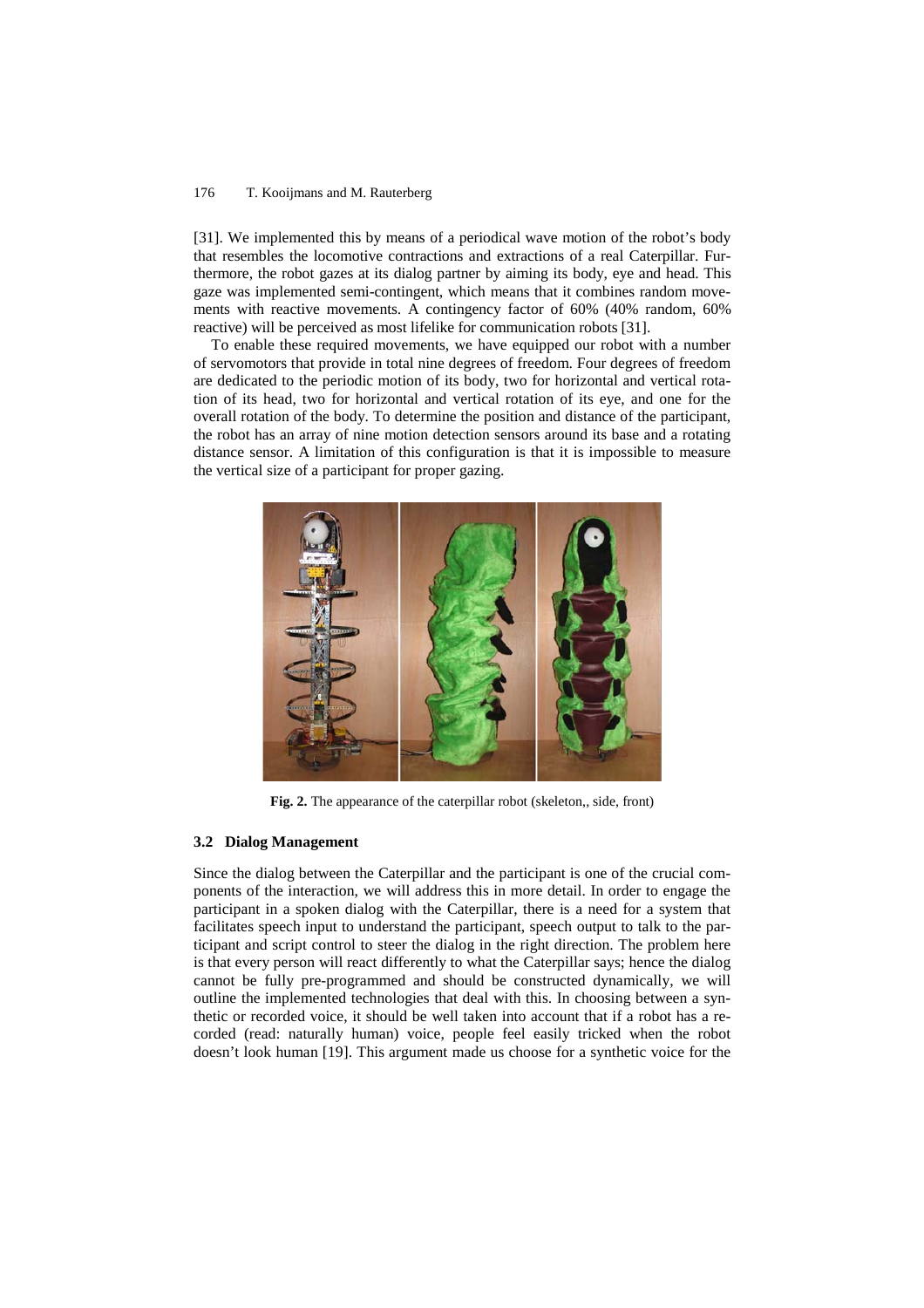[31]. We implemented this by means of a periodical wave motion of the robot's body that resembles the locomotive contractions and extractions of a real Caterpillar. Furthermore, the robot gazes at its dialog partner by aiming its body, eye and head. This gaze was implemented semi-contingent, which means that it combines random movements with reactive movements. A contingency factor of 60% (40% random, 60% reactive) will be perceived as most lifelike for communication robots [31].

To enable these required movements, we have equipped our robot with a number of servomotors that provide in total nine degrees of freedom. Four degrees of freedom are dedicated to the periodic motion of its body, two for horizontal and vertical rotation of its head, two for horizontal and vertical rotation of its eye, and one for the overall rotation of the body. To determine the position and distance of the participant, the robot has an array of nine motion detection sensors around its base and a rotating distance sensor. A limitation of this configuration is that it is impossible to measure the vertical size of a participant for proper gazing.

**Fig. 2.** The appearance of the caterpillar robot (skeleton,, side, front)

### 3.2 Dialog Management

Since the dialog between the Caterpillar and the participant is one of the crucial components of the interaction, we will address this in more detail. In order to engage the participant in a spoken dialog with the Caterpillar, there is a need for a system that facilitates speech input to understand the participant, speech output to talk to the participant and script control to steer the dialog in the right direction. The problem here is that every person will react differently to what the Caterpillar says; hence the dialog cannot be fully pre-programmed and should be constructed dynamically, we will outline the implemented technologies that deal with this. In choosing between a synthetic or recorded voice, it should be well taken into account that if a robot has a recorded (read: naturally human) voice, people feel easily tricked when the robot doesn't look human [19]. This argument made us choose for a synthetic voice for the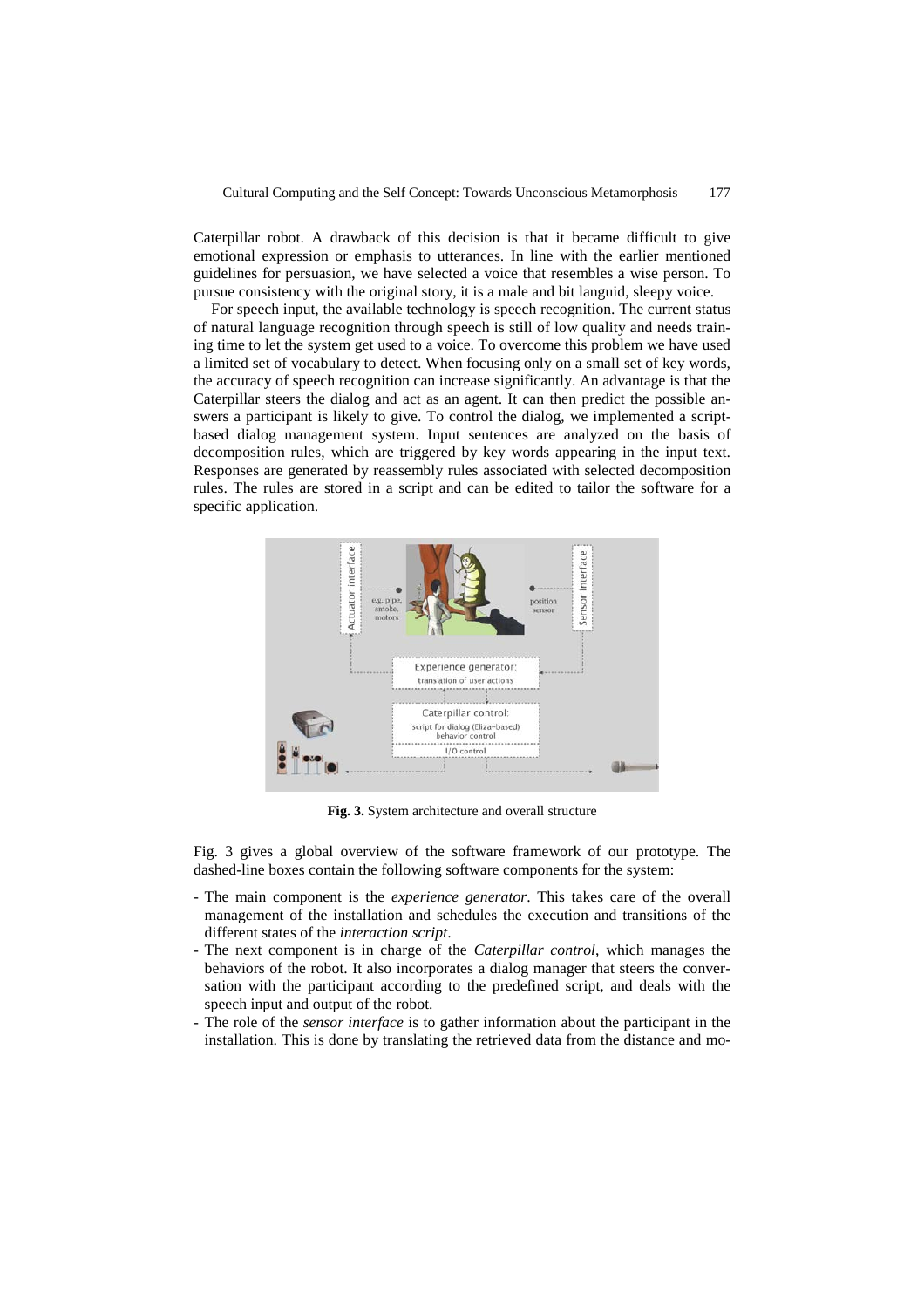Caterpillar robot. A drawback of this decision is that it became difficult to give emotional expression or emphasis to utterances. In line with the earlier mentioned guidelines for persuasion, we have selected a voice that resembles a wise person. To pursue consistency with the original story, it is a male and bit languid, sleepy voice.

For speech input, the available technology is speech recognition. The current status of natural language recognition through speech is still of low quality and needs training time to let the system get used to a voice. To overcome this problem we have used a limited set of vocabulary to detect. When focusing only on a small set of key words, the accuracy of speech recognition can increase significantly. An advantage is that the Caterpillar steers the dialog and act as an agent. It can then predict the possible answers a participant is likely to give. To control the dialog, we implemented a script-based dialog management system. Input sentences are analyzed on the basis of decomposition rules, which are triggered by key words appearing in the input text. Responses are generated by reassembly rules associated with selected decomposition rules. The rules are stored in a script and can be edited to tailor the software for a specific application.

Actuator interface

e.g. pipe, smoke, motors

position sensor

Sensor interface

Experience generator: translation of user actions

Caterpillar control: script for dialog (Eliza-based) behavior control

I/O control

**Fig. 3.** System architecture and overall structure

Fig. 3 gives a global overview of the software framework of our prototype. The dashed-line boxes contain the following software components for the system:

- The main component is the *experience generator*. This takes care of the overall management of the installation and schedules the execution and transitions of the different states of the *interaction script*.
- The next component is in charge of the *Caterpillar control*, which manages the behaviors of the robot. It also incorporates a dialog manager that steers the conversation with the participant according to the predefined script, and deals with the speech input and output of the robot.
- The role of the *sensor interface* is to gather information about the participant in the installation. This is done by translating the retrieved data from the distance and mo-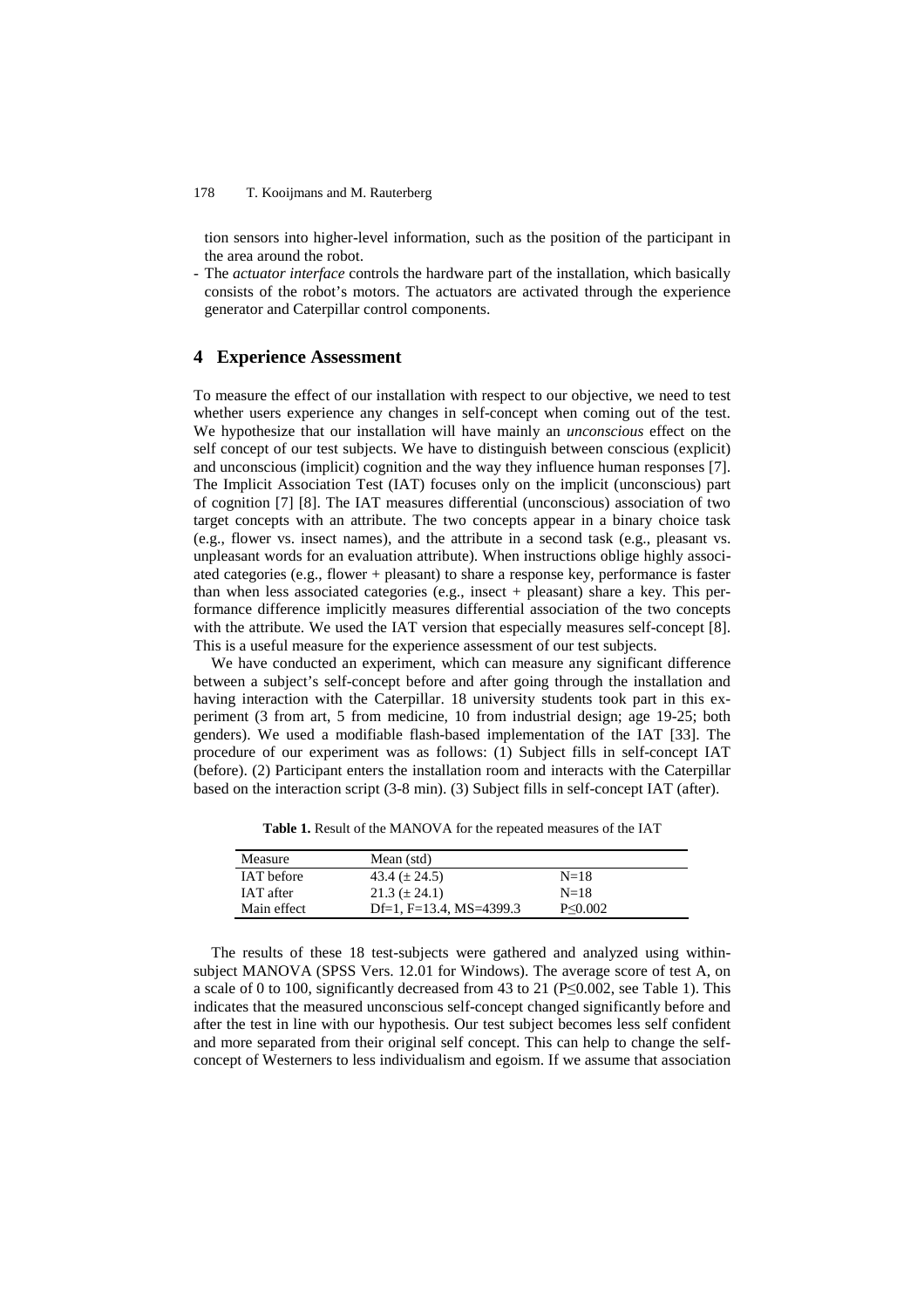tion sensors into higher-level information, such as the position of the participant in the area around the robot.

- The *actuator interface* controls the hardware part of the installation, which basically consists of the robot's motors. The actuators are activated through the experience generator and Caterpillar control components.

## 4 Experience Assessment

To measure the effect of our installation with respect to our objective, we need to test whether users experience any changes in self-concept when coming out of the test. We hypothesize that our installation will have mainly an *unconscious* effect on the self concept of our test subjects. We have to distinguish between conscious (explicit) and unconscious (implicit) cognition and the way they influence human responses [7]. The Implicit Association Test (IAT) focuses only on the implicit (unconscious) part of cognition [7] [8]. The IAT measures differential (unconscious) association of two target concepts with an attribute. The two concepts appear in a binary choice task (e.g., flower vs. insect names), and the attribute in a second task (e.g., pleasant vs. unpleasant words for an evaluation attribute). When instructions oblige highly associated categories (e.g., flower + pleasant) to share a response key, performance is faster than when less associated categories (e.g., insect + pleasant) share a key. This performance difference implicitly measures differential association of the two concepts with the attribute. We used the IAT version that especially measures self-concept [8]. This is a useful measure for the experience assessment of our test subjects.

We have conducted an experiment, which can measure any significant difference between a subject's self-concept before and after going through the installation and having interaction with the Caterpillar. 18 university students took part in this experiment (3 from art, 5 from medicine, 10 from industrial design; age 19-25; both genders). We used a modifiable flash-based implementation of the IAT [33]. The procedure of our experiment was as follows: (1) Subject fills in self-concept IAT (before). (2) Participant enters the installation room and interacts with the Caterpillar based on the interaction script (3-8 min). (3) Subject fills in self-concept IAT (after).

**Table 1.** Result of the MANOVA for the repeated measures of the IAT

| Measure | Mean (std) | |
|---|---|---|
| IAT before | 43.4 (± 24.5) | N=18 |
| IAT after | 21.3 (± 24.1) | N=18 |
| Main effect | Df=1, F=13.4, MS=4399.3 | $P \leq 0.002$ |

The results of these 18 test-subjects were gathered and analyzed using within-subject MANOVA (SPSS Vers. 12.01 for Windows). The average score of test A, on a scale of 0 to 100, significantly decreased from 43 to 21 ($P \leq 0.002$, see Table 1). This indicates that the measured unconscious self-concept changed significantly before and after the test in line with our hypothesis. Our test subject becomes less self confident and more separated from their original self concept. This can help to change the self-concept of Westerners to less individualism and egoism. If we assume that association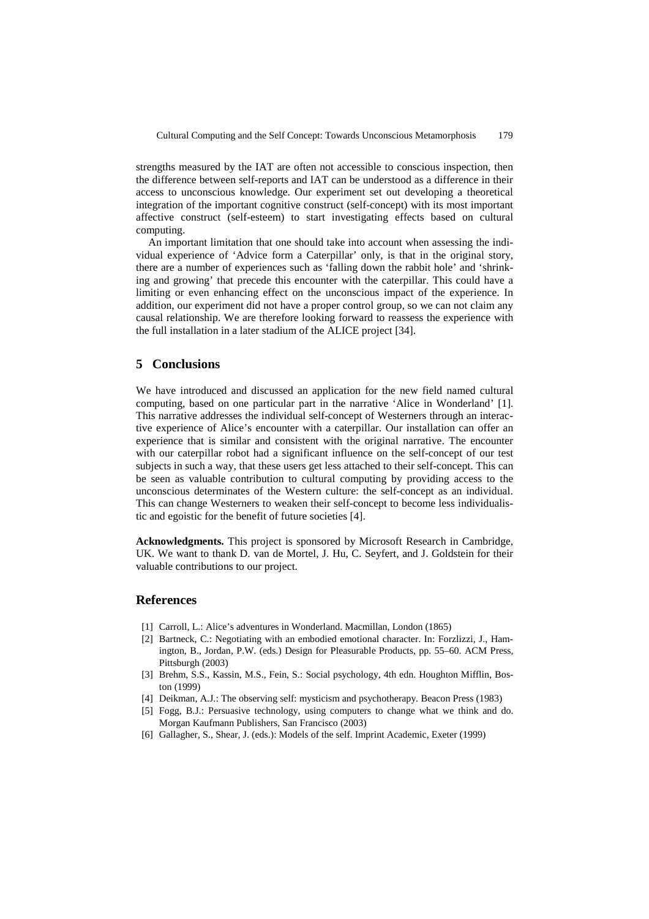strengths measured by the IAT are often not accessible to conscious inspection, then the difference between self-reports and IAT can be understood as a difference in their access to unconscious knowledge. Our experiment set out developing a theoretical integration of the important cognitive construct (self-concept) with its most important affective construct (self-esteem) to start investigating effects based on cultural computing.

An important limitation that one should take into account when assessing the individual experience of 'Advice form a Caterpillar' only, is that in the original story, there are a number of experiences such as 'falling down the rabbit hole' and 'shrinking and growing' that precede this encounter with the caterpillar. This could have a limiting or even enhancing effect on the unconscious impact of the experience. In addition, our experiment did not have a proper control group, so we can not claim any causal relationship. We are therefore looking forward to reassess the experience with the full installation in a later stadium of the ALICE project [34].

## 5 Conclusions

We have introduced and discussed an application for the new field named cultural computing, based on one particular part in the narrative 'Alice in Wonderland' [1]. This narrative addresses the individual self-concept of Westerners through an interactive experience of Alice's encounter with a caterpillar. Our installation can offer an experience that is similar and consistent with the original narrative. The encounter with our caterpillar robot had a significant influence on the self-concept of our test subjects in such a way, that these users get less attached to their self-concept. This can be seen as valuable contribution to cultural computing by providing access to the unconscious determinates of the Western culture: the self-concept as an individual. This can change Westerners to weaken their self-concept to become less individualistic and egoistic for the benefit of future societies [4].

**Acknowledgments.** This project is sponsored by Microsoft Research in Cambridge, UK. We want to thank D. van de Mortel, J. Hu, C. Seyfert, and J. Goldstein for their valuable contributions to our project.

## References

[1] Carroll, L.: Alice's adventures in Wonderland. Macmillan, London (1865)

[2] Bartneck, C.: Negotiating with an embodied emotional character. In: Forzlizzi, J., Hamington, B., Jordan, P.W. (eds.) Design for Pleasurable Products, pp. 55–60. ACM Press, Pittsburgh (2003)

[3] Brehm, S.S., Kassin, M.S., Fein, S.: Social psychology, 4th edn. Houghton Mifflin, Boston (1999)

[4] Deikman, A.J.: The observing self: mysticism and psychotherapy. Beacon Press (1983)

[5] Fogg, B.J.: Persuasive technology, using computers to change what we think and do. Morgan Kaufmann Publishers, San Francisco (2003)

[6] Gallagher, S., Shear, J. (eds.): Models of the self. Imprint Academic, Exeter (1999)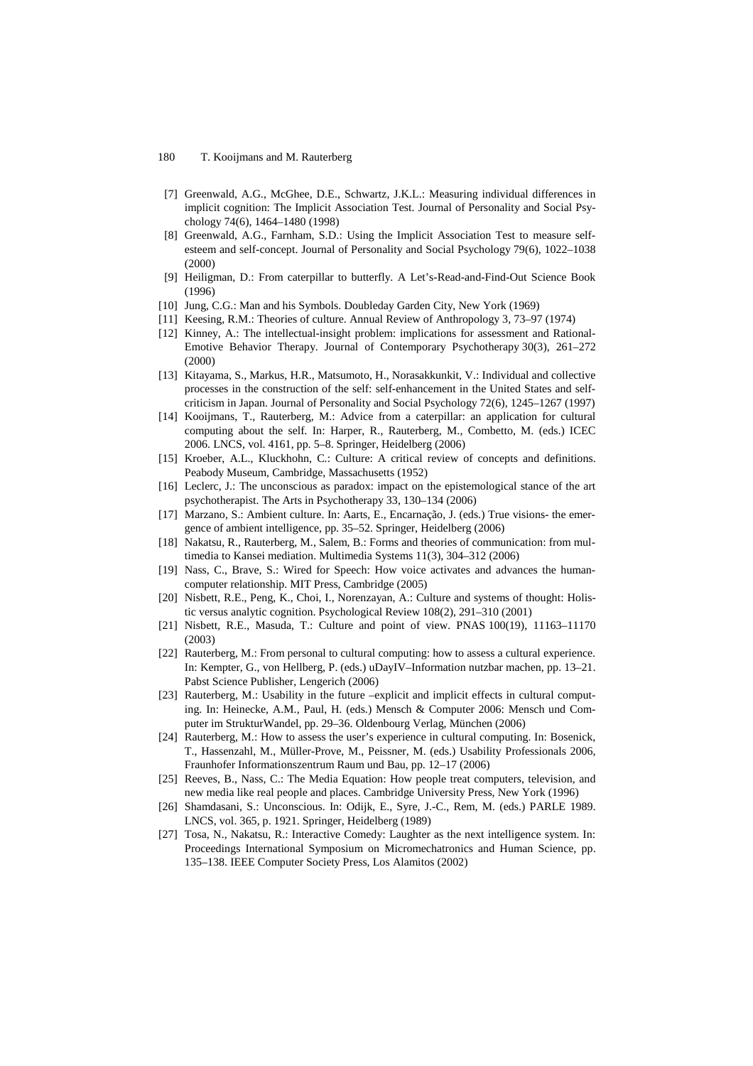[7] Greenwald, A.G., McGhee, D.E., Schwartz, J.K.L.: Measuring individual differences in implicit cognition: The Implicit Association Test. Journal of Personality and Social Psychology 74(6), 1464–1480 (1998)

[8] Greenwald, A.G., Farnham, S.D.: Using the Implicit Association Test to measure self-esteem and self-concept. Journal of Personality and Social Psychology 79(6), 1022–1038 (2000)

[9] Heiligman, D.: From caterpillar to butterfly. A Let's-Read-and-Find-Out Science Book (1996)

[10] Jung, C.G.: Man and his Symbols. Doubleday Garden City, New York (1969)

[11] Keesing, R.M.: Theories of culture. Annual Review of Anthropology 3, 73–97 (1974)

[12] Kinney, A.: The intellectual-insight problem: implications for assessment and Rational-Emotive Behavior Therapy. Journal of Contemporary Psychotherapy 30(3), 261–272 (2000)

[13] Kitayama, S., Markus, H.R., Matsumoto, H., Norasakkunkit, V.: Individual and collective processes in the construction of the self: self-enhancement in the United States and self-criticism in Japan. Journal of Personality and Social Psychology 72(6), 1245–1267 (1997)

[14] Kooijmans, T., Rauterberg, M.: Advice from a caterpillar: an application for cultural computing about the self. In: Harper, R., Rauterberg, M., Combetto, M. (eds.) ICEC 2006. LNCS, vol. 4161, pp. 5–8. Springer, Heidelberg (2006)

[15] Kroeber, A.L., Kluckhohn, C.: Culture: A critical review of concepts and definitions. Peabody Museum, Cambridge, Massachusetts (1952)

[16] Leclerc, J.: The unconscious as paradox: impact on the epistemological stance of the art psychotherapist. The Arts in Psychotherapy 33, 130–134 (2006)

[17] Marzano, S.: Ambient culture. In: Aarts, E., Encarnação, J. (eds.) True visions- the emergence of ambient intelligence, pp. 35–52. Springer, Heidelberg (2006)

[18] Nakatsu, R., Rauterberg, M., Salem, B.: Forms and theories of communication: from multimedia to Kansei mediation. Multimedia Systems 11(3), 304–312 (2006)

[19] Nass, C., Brave, S.: Wired for Speech: How voice activates and advances the human-computer relationship. MIT Press, Cambridge (2005)

[20] Nisbett, R.E., Peng, K., Choi, I., Norenzayan, A.: Culture and systems of thought: Holistic versus analytic cognition. Psychological Review 108(2), 291–310 (2001)

[21] Nisbett, R.E., Masuda, T.: Culture and point of view. PNAS 100(19), 11163–11170 (2003)

[22] Rauterberg, M.: From personal to cultural computing: how to assess a cultural experience. In: Kempter, G., von Hellberg, P. (eds.) uDayIV–Information nutzbar machen, pp. 13–21. Pabst Science Publisher, Lengerich (2006)

[23] Rauterberg, M.: Usability in the future –explicit and implicit effects in cultural computing. In: Heinecke, A.M., Paul, H. (eds.) Mensch & Computer 2006: Mensch und Computer im StrukturWandel, pp. 29–36. Oldenbourg Verlag, München (2006)

[24] Rauterberg, M.: How to assess the user's experience in cultural computing. In: Bosenick, T., Hassenzahl, M., Müller-Prove, M., Peissner, M. (eds.) Usability Professionals 2006, Fraunhofer Informationszentrum Raum und Bau, pp. 12–17 (2006)

[25] Reeves, B., Nass, C.: The Media Equation: How people treat computers, television, and new media like real people and places. Cambridge University Press, New York (1996)

[26] Shamdasani, S.: Unconscious. In: Odijk, E., Syre, J.-C., Rem, M. (eds.) PARLE 1989. LNCS, vol. 365, p. 1921. Springer, Heidelberg (1989)

[27] Tosa, N., Nakatsu, R.: Interactive Comedy: Laughter as the next intelligence system. In: Proceedings International Symposium on Micromechatronics and Human Science, pp. 135–138. IEEE Computer Society Press, Los Alamitos (2002)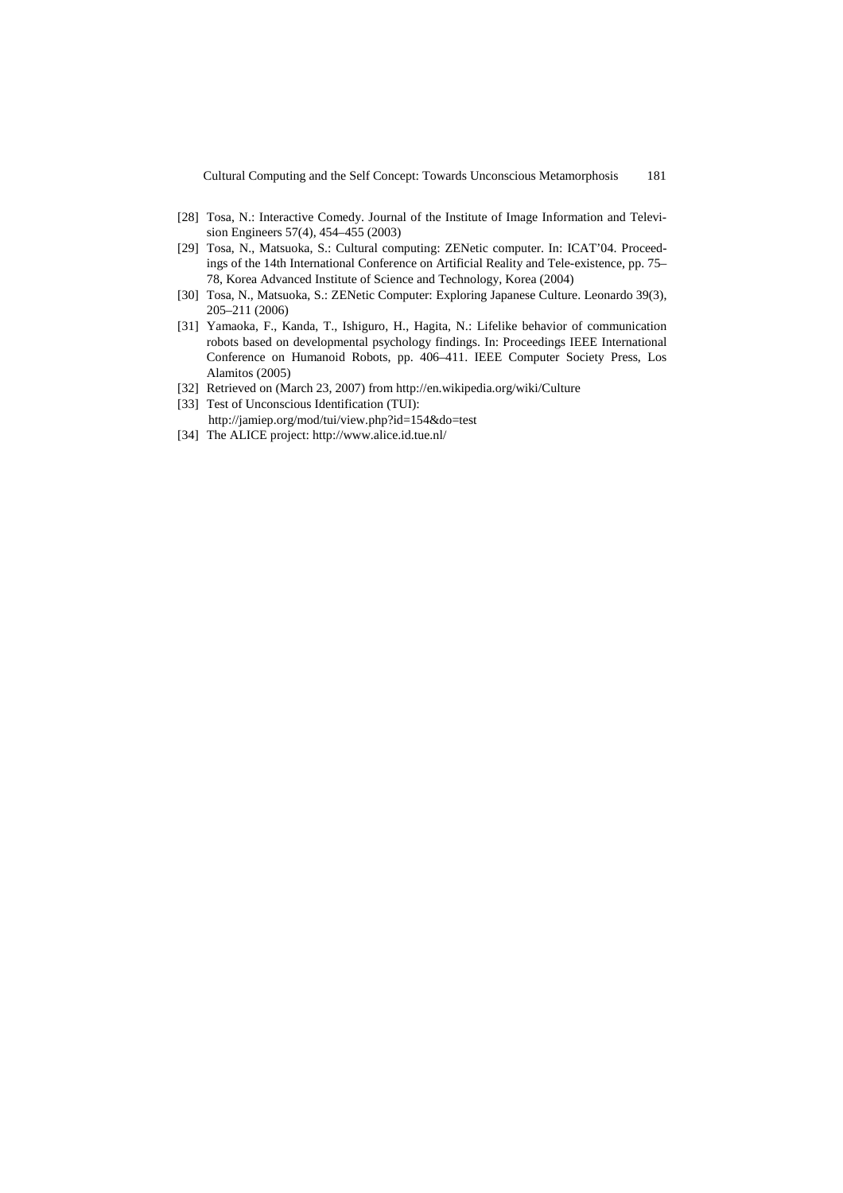[28] Tosa, N.: Interactive Comedy. Journal of the Institute of Image Information and Television Engineers 57(4), 454–455 (2003)

[29] Tosa, N., Matsuoka, S.: Cultural computing: ZENetic computer. In: ICAT'04. Proceedings of the 14th International Conference on Artificial Reality and Tele-existence, pp. 75–78, Korea Advanced Institute of Science and Technology, Korea (2004)

[30] Tosa, N., Matsuoka, S.: ZENetic Computer: Exploring Japanese Culture. Leonardo 39(3), 205–211 (2006)

[31] Yamaoka, F., Kanda, T., Ishiguro, H., Hagita, N.: Lifelike behavior of communication robots based on developmental psychology findings. In: Proceedings IEEE International Conference on Humanoid Robots, pp. 406–411. IEEE Computer Society Press, Los Alamitos (2005)

[32] Retrieved on (March 23, 2007) from http://en.wikipedia.org/wiki/Culture

[33] Test of Unconscious Identification (TUI): http://jamiep.org/mod/tui/view.php?id=154&do=test

[34] The ALICE project: http://www.alice.id.tue.nl/